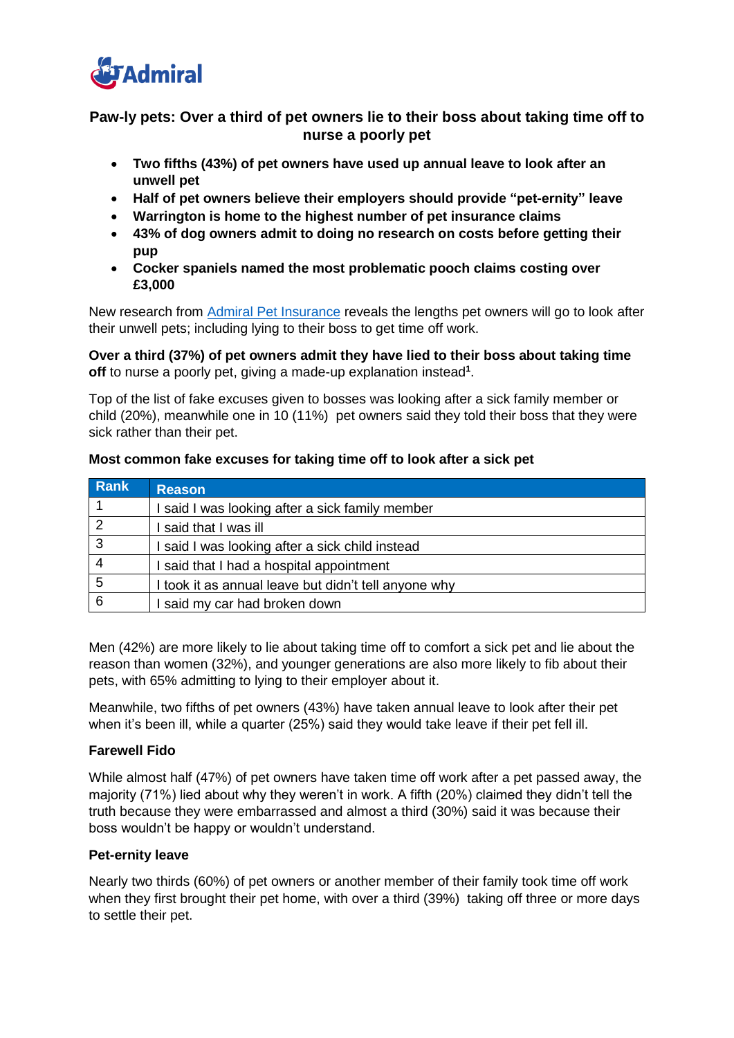## Paw-ly pets: Over a third of pet owners lie to their boss about taking time off to nurse a poorly pet

- **Two fifths (43%) of pet owners have used up annual leave to look after an unwell pet**
- **Half of pet owners believe their employers should provide "pet-ernity" leave**
- **Warrington is home to the highest number of pet insurance claims**
- **43% of dog owners admit to doing no research on costs before getting their pup**
- **Cocker spaniels named the most problematic pooch claims costing over £3,000**

New research from Admiral Pet Insurance reveals the lengths pet owners will go to look after their unwell pets; including lying to their boss to get time off work.

**Over a third (37%) of pet owners admit they have lied to their boss about taking time off** to nurse a poorly pet, giving a made-up explanation instead[1].

Top of the list of fake excuses given to bosses was looking after a sick family member or child (20%), meanwhile one in 10 (11%) pet owners said they told their boss that they were sick rather than their pet.

**Most common fake excuses for taking time off to look after a sick pet**

| Rank | Reason |
|---|---|
| 1 | I said I was looking after a sick family member |
| 2 | I said that I was ill |
| 3 | I said I was looking after a sick child instead |
| 4 | I said that I had a hospital appointment |
| 5 | I took it as annual leave but didn't tell anyone why |
| 6 | I said my car had broken down |

Men (42%) are more likely to lie about taking time off to comfort a sick pet and lie about the reason than women (32%), and younger generations are also more likely to fib about their pets, with 65% admitting to lying to their employer about it.

Meanwhile, two fifths of pet owners (43%) have taken annual leave to look after their pet when it's been ill, while a quarter (25%) said they would take leave if their pet fell ill.

### Farewell Fido

While almost half (47%) of pet owners have taken time off work after a pet passed away, the majority (71%) lied about why they weren't in work. A fifth (20%) claimed they didn't tell the truth because they were embarrassed and almost a third (30%) said it was because their boss wouldn't be happy or wouldn't understand.

### Pet-ernity leave

Nearly two thirds (60%) of pet owners or another member of their family took time off work when they first brought their pet home, with over a third (39%) taking off three or more days to settle their pet.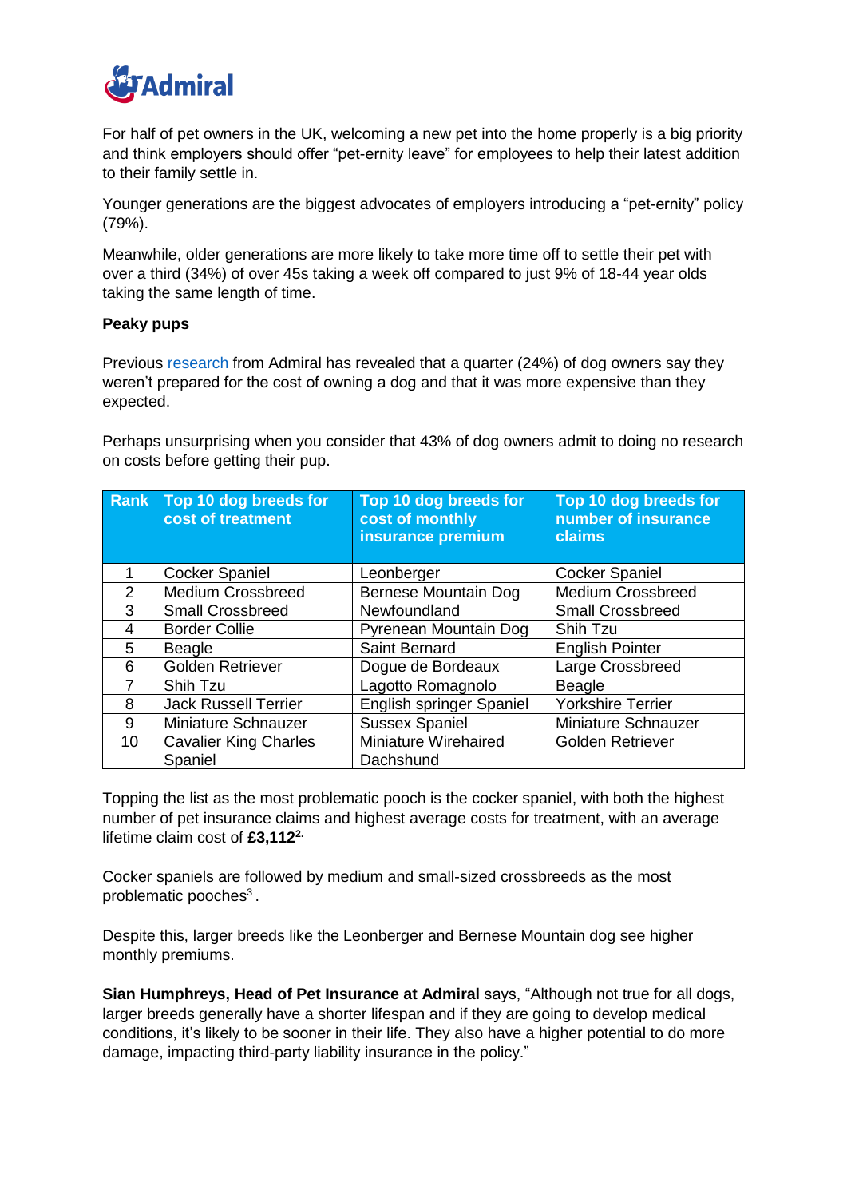For half of pet owners in the UK, welcoming a new pet into the home properly is a big priority and think employers should offer "pet-ernity leave" for employees to help their latest addition to their family settle in.

Younger generations are the biggest advocates of employers introducing a "pet-ernity" policy (79%).

Meanwhile, older generations are more likely to take more time off to settle their pet with over a third (34%) of over 45s taking a week off compared to just 9% of 18-44 year olds taking the same length of time.

**Peaky pups**

Previous research from Admiral has revealed that a quarter (24%) of dog owners say they weren't prepared for the cost of owning a dog and that it was more expensive than they expected.

Perhaps unsurprising when you consider that 43% of dog owners admit to doing no research on costs before getting their pup.

| Rank | Top 10 dog breeds for cost of treatment | Top 10 dog breeds for cost of monthly insurance premium | Top 10 dog breeds for number of insurance claims |
|---|---|---|---|
| 1 | Cocker Spaniel | Leonberger | Cocker Spaniel |
| 2 | Medium Crossbreed | Bernese Mountain Dog | Medium Crossbreed |
| 3 | Small Crossbreed | Newfoundland | Small Crossbreed |
| 4 | Border Collie | Pyrenean Mountain Dog | Shih Tzu |
| 5 | Beagle | Saint Bernard | English Pointer |
| 6 | Golden Retriever | Dogue de Bordeaux | Large Crossbreed |
| 7 | Shih Tzu | Lagotto Romagnolo | Beagle |
| 8 | Jack Russell Terrier | English springer Spaniel | Yorkshire Terrier |
| 9 | Miniature Schnauzer | Sussex Spaniel | Miniature Schnauzer |
| 10 | Cavalier King Charles Spaniel | Miniature Wirehaired Dachshund | Golden Retriever |

Topping the list as the most problematic pooch is the cocker spaniel, with both the highest number of pet insurance claims and highest average costs for treatment, with an average lifetime claim cost of **£3,112**[2].

Cocker spaniels are followed by medium and small-sized crossbreeds as the most problematic pooches[3].

Despite this, larger breeds like the Leonberger and Bernese Mountain dog see higher monthly premiums.

**Sian Humphreys, Head of Pet Insurance at Admiral** says, "Although not true for all dogs, larger breeds generally have a shorter lifespan and if they are going to develop medical conditions, it's likely to be sooner in their life. They also have a higher potential to do more damage, impacting third-party liability insurance in the policy."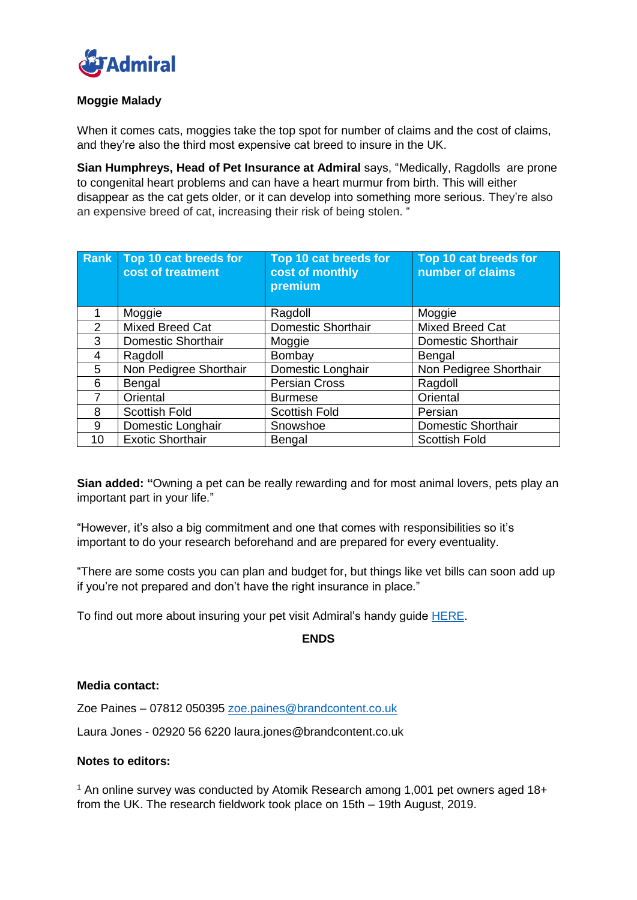**Moggie Malady**

When it comes cats, moggies take the top spot for number of claims and the cost of claims, and they're also the third most expensive cat breed to insure in the UK.

**Sian Humphreys, Head of Pet Insurance at Admiral** says, "Medically, Ragdolls are prone to congenital heart problems and can have a heart murmur from birth. This will either disappear as the cat gets older, or it can develop into something more serious. They're also an expensive breed of cat, increasing their risk of being stolen. "

| Rank | Top 10 cat breeds for cost of treatment | Top 10 cat breeds for cost of monthly premium | Top 10 cat breeds for number of claims |
|---|---|---|---|
| 1 | Moggie | Ragdoll | Moggie |
| 2 | Mixed Breed Cat | Domestic Shorthair | Mixed Breed Cat |
| 3 | Domestic Shorthair | Moggie | Domestic Shorthair |
| 4 | Ragdoll | Bombay | Bengal |
| 5 | Non Pedigree Shorthair | Domestic Longhair | Non Pedigree Shorthair |
| 6 | Bengal | Persian Cross | Ragdoll |
| 7 | Oriental | Burmese | Oriental |
| 8 | Scottish Fold | Scottish Fold | Persian |
| 9 | Domestic Longhair | Snowshoe | Domestic Shorthair |
| 10 | Exotic Shorthair | Bengal | Scottish Fold |

**Sian added: "**Owning a pet can be really rewarding and for most animal lovers, pets play an important part in your life."

"However, it's also a big commitment and one that comes with responsibilities so it's important to do your research beforehand and are prepared for every eventuality.

"There are some costs you can plan and budget for, but things like vet bills can soon add up if you're not prepared and don't have the right insurance in place."

To find out more about insuring your pet visit Admiral's handy guide HERE.

**ENDS**

**Media contact:**

Zoe Paines – 07812 050395 zoe.paines@brandcontent.co.uk

Laura Jones - 02920 56 6220 laura.jones@brandcontent.co.uk

**Notes to editors:**

[1] An online survey was conducted by Atomik Research among 1,001 pet owners aged 18+ from the UK. The research fieldwork took place on 15th – 19th August, 2019.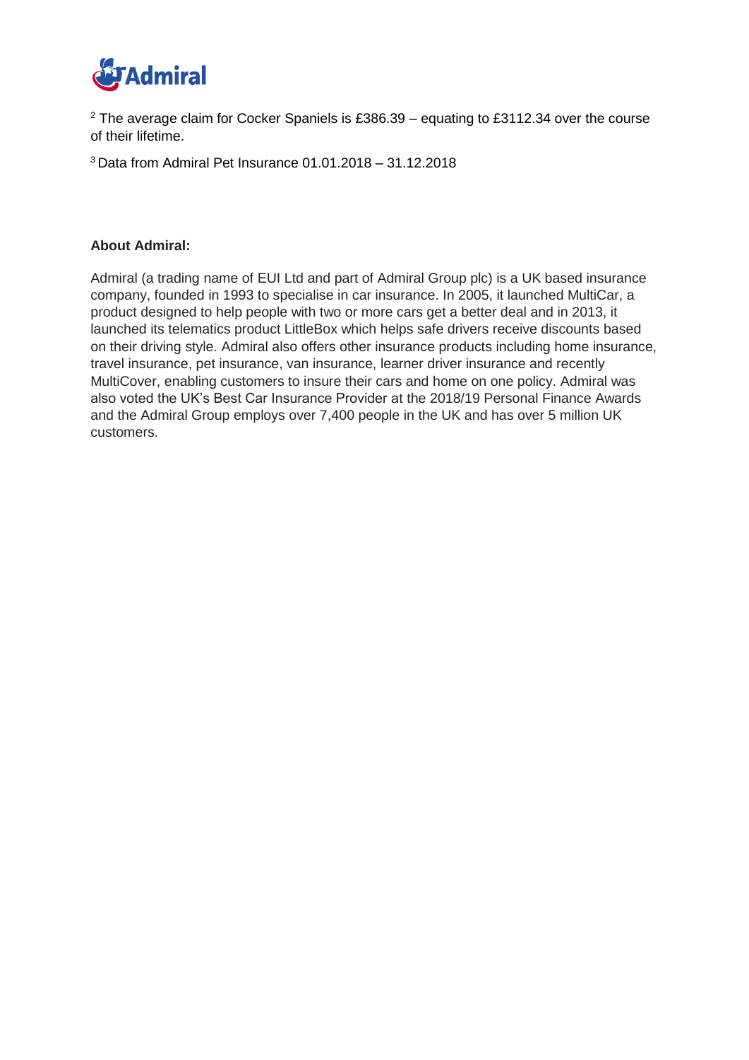[2] The average claim for Cocker Spaniels is £386.39 – equating to £3112.34 over the course of their lifetime.

[3] Data from Admiral Pet Insurance 01.01.2018 – 31.12.2018

**About Admiral:**

Admiral (a trading name of EUI Ltd and part of Admiral Group plc) is a UK based insurance company, founded in 1993 to specialise in car insurance. In 2005, it launched MultiCar, a product designed to help people with two or more cars get a better deal and in 2013, it launched its telematics product LittleBox which helps safe drivers receive discounts based on their driving style. Admiral also offers other insurance products including home insurance, travel insurance, pet insurance, van insurance, learner driver insurance and recently MultiCover, enabling customers to insure their cars and home on one policy. Admiral was also voted the UK's Best Car Insurance Provider at the 2018/19 Personal Finance Awards and the Admiral Group employs over 7,400 people in the UK and has over 5 million UK customers.